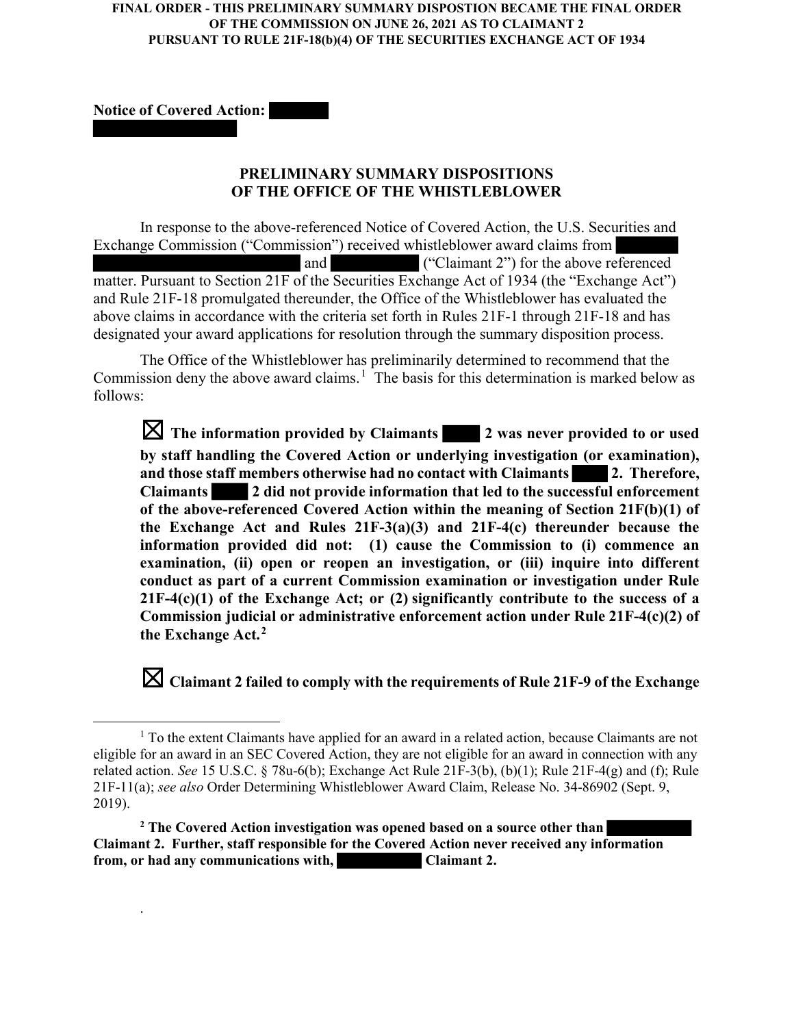**FINAL ORDER - THIS PRELIMINARY SUMMARY DISPOSTION BECAME THE FINAL ORDER OF THE COMMISSION ON JUNE 26, 2021 AS TO CLAIMANT 2 PURSUANT TO RULE 21F-18(b)(4) OF THE SECURITIES EXCHANGE ACT OF 1934**

**Notice of Covered Action:** ██████ ████████████

## PRELIMINARY SUMMARY DISPOSITIONS OF THE OFFICE OF THE WHISTLEBLOWER

In response to the above-referenced Notice of Covered Action, the U.S. Securities and Exchange Commission ("Commission") received whistleblower award claims from ██████ ████████████████ and ████████ ("Claimant 2") for the above referenced matter. Pursuant to Section 21F of the Securities Exchange Act of 1934 (the "Exchange Act") and Rule 21F-18 promulgated thereunder, the Office of the Whistleblower has evaluated the above claims in accordance with the criteria set forth in Rules 21F-1 through 21F-18 and has designated your award applications for resolution through the summary disposition process.

The Office of the Whistleblower has preliminarily determined to recommend that the Commission deny the above award claims.[1] The basis for this determination is marked below as follows:

☒ **The information provided by Claimants ████ 2 was never provided to or used by staff handling the Covered Action or underlying investigation (or examination), and those staff members otherwise had no contact with Claimants ████ 2. Therefore, Claimants ████ 2 did not provide information that led to the successful enforcement of the above-referenced Covered Action within the meaning of Section 21F(b)(1) of the Exchange Act and Rules 21F-3(a)(3) and 21F-4(c) thereunder because the information provided did not: (1) cause the Commission to (i) commence an examination, (ii) open or reopen an investigation, or (iii) inquire into different conduct as part of a current Commission examination or investigation under Rule 21F-4(c)(1) of the Exchange Act; or (2) significantly contribute to the success of a Commission judicial or administrative enforcement action under Rule 21F-4(c)(2) of the Exchange Act.[2]**

☒ **Claimant 2 failed to comply with the requirements of Rule 21F-9 of the Exchange**

---

[1] To the extent Claimants have applied for an award in a related action, because Claimants are not eligible for an award in an SEC Covered Action, they are not eligible for an award in connection with any related action. *See* 15 U.S.C. § 78u-6(b); Exchange Act Rule 21F-3(b), (b)(1); Rule 21F-4(g) and (f); Rule 21F-11(a); *see also* Order Determining Whistleblower Award Claim, Release No. 34-86902 (Sept. 9, 2019).

[2] **The Covered Action investigation was opened based on a source other than ████████ Claimant 2. Further, staff responsible for the Covered Action never received any information from, or had any communications with, ████████ Claimant 2.**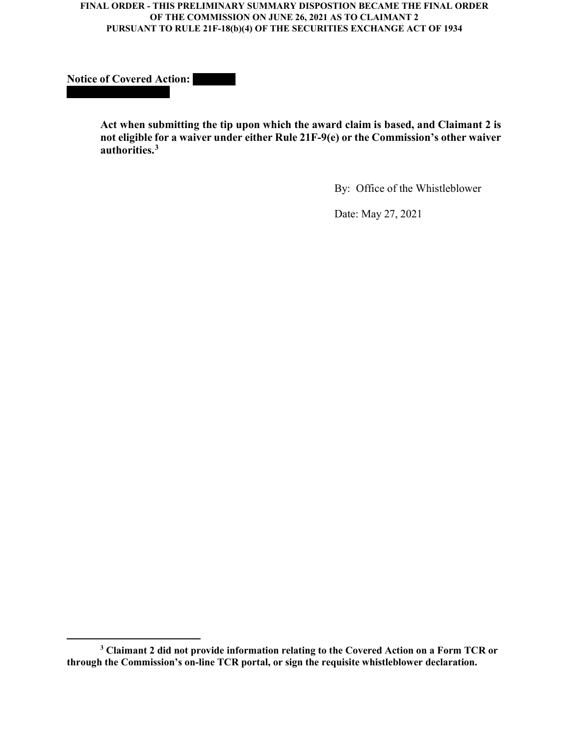**FINAL ORDER - THIS PRELIMINARY SUMMARY DISPOSTION BECAME THE FINAL ORDER OF THE COMMISSION ON JUNE 26, 2021 AS TO CLAIMANT 2 PURSUANT TO RULE 21F-18(b)(4) OF THE SECURITIES EXCHANGE ACT OF 1934**

**Notice of Covered Action:**

> **Act when submitting the tip upon which the award claim is based, and Claimant 2 is not eligible for a waiver under either Rule 21F-9(e) or the Commission's other waiver authorities.[3]**

By: Office of the Whistleblower

Date: May 27, 2021

---

**[3] Claimant 2 did not provide information relating to the Covered Action on a Form TCR or through the Commission's on-line TCR portal, or sign the requisite whistleblower declaration.**